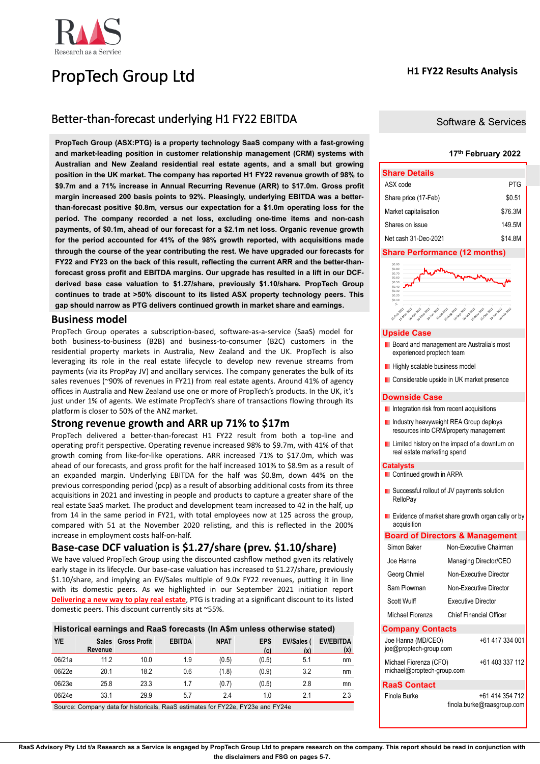# PropTech Group Ltd

**H1 FY22 Results Analysis**

## Better-than-forecast underlying H1 FY22 EBITDA

Software & Services

17th February 2022

**PropTech Group (ASX:PTG) is a property technology SaaS company with a fast-growing and market-leading position in customer relationship management (CRM) systems with Australian and New Zealand residential real estate agents, and a small but growing position in the UK market. The company has reported H1 FY22 revenue growth of 98% to $9.7m and a 71% increase in Annual Recurring Revenue (ARR) to $17.0m. Gross profit margin increased 200 basis points to 92%. Pleasingly, underlying EBITDA was a better-than-forecast positive $0.8m, versus our expectation for a $1.0m operating loss for the period. The company recorded a net loss, excluding one-time items and non-cash payments, of $0.1m, ahead of our forecast for a $2.1m net loss. Organic revenue growth for the period accounted for 41% of the 98% growth reported, with acquisitions made through the course of the year contributing the rest. We have upgraded our forecasts for FY22 and FY23 on the back of this result, reflecting the current ARR and the better-than-forecast gross profit and EBITDA margins. Our upgrade has resulted in a lift in our DCF-derived base case valuation to $1.27/share, previously $1.10/share. PropTech Group continues to trade at >50% discount to its listed ASX property technology peers. This gap should narrow as PTG delivers continued growth in market share and earnings.**

## Business model

PropTech Group operates a subscription-based, software-as-a-service (SaaS) model for both business-to-business (B2B) and business-to-consumer (B2C) customers in the residential property markets in Australia, New Zealand and the UK. PropTech is also leveraging its role in the real estate lifecycle to develop new revenue streams from payments (via its PropPay JV) and ancillary services. The company generates the bulk of its sales revenues (~90% of revenues in FY21) from real estate agents. Around 41% of agency offices in Australia and New Zealand use one or more of PropTech's products. In the UK, it's just under 1% of agents. We estimate PropTech's share of transactions flowing through its platform is closer to 50% of the ANZ market.

## Strong revenue growth and ARR up 71% to $17m

PropTech delivered a better-than-forecast H1 FY22 result from both a top-line and operating profit perspective. Operating revenue increased 98% to $9.7m, with 41% of that growth coming from like-for-like operations. ARR increased 71% to $17.0m, which was ahead of our forecasts, and gross profit for the half increased 101% to $8.9m as a result of an expanded margin. Underlying EBITDA for the half was $0.8m, down 44% on the previous corresponding period (pcp) as a result of absorbing additional costs from its three acquisitions in 2021 and investing in people and products to capture a greater share of the real estate SaaS market. The product and development team increased to 42 in the half, up from 14 in the same period in FY21, with total employees now at 125 across the group, compared with 51 at the November 2020 relisting, and this is reflected in the 200% increase in employment costs half-on-half.

## Base-case DCF valuation is $1.27/share (prev. $1.10/share)

We have valued PropTech Group using the discounted cashflow method given its relatively early stage in its lifecycle. Our base-case valuation has increased to $1.27/share, previously $1.10/share, and implying an EV/Sales multiple of 9.0x FY22 revenues, putting it in line with its domestic peers. As we highlighted in our September 2021 initiation report **Delivering a new way to play real estate**, PTG is trading at a significant discount to its listed domestic peers. This discount currently sits at ~55%.

**Historical earnings and RaaS forecasts (In A$m unless otherwise stated)**

| Y/E | Sales Revenue | Gross Profit | EBITDA | NPAT | EPS (c) | EV/Sales (x) | EV/EBITDA (x) |
|---|---|---|---|---|---|---|---|
| 06/21a | 11.2 | 10.0 | 1.9 | (0.5) | (0.5) | 5.1 | nm |
| 06/22e | 20.1 | 18.2 | 0.6 | (1.8) | (0.9) | 3.2 | nm |
| 06/23e | 25.8 | 23.3 | 1.7 | (0.7) | (0.5) | 2.8 | mn |
| 06/24e | 33.1 | 29.9 | 5.7 | 2.4 | 1.0 | 2.1 | 2.3 |

Source: Company data for historicals, RaaS estimates for FY22e, FY23e and FY24e

### Share Details

| | |
|---|---|
| ASX code | PTG |
| Share price (17-Feb) | $0.51 |
| Market capitalisation | $76.3M |
| Shares on issue | 149.5M |
| Net cash 31-Dec-2021 | $14.8M |

### Share Performance (12 months)

### Upside Case

- Board and management are Australia's most experienced proptech team
- Highly scalable business model
- Considerable upside in UK market presence

### Downside Case

- Integration risk from recent acquisitions
- Industry heavyweight REA Group deploys resources into CRM/property management
- Limited history on the impact of a downturn on real estate marketing spend

### Catalysts

- Continued growth in ARPA
- Successful rollout of JV payments solution RelloPay
- Evidence of market share growth organically or by acquisition

### Board of Directors & Management

| | |
|---|---|
| Simon Baker | Non-Executive Chairman |
| Joe Hanna | Managing Director/CEO |
| Georg Chmiel | Non-Executive Director |
| Sam Plowman | Non-Executive Director |
| Scott Wulff | Executive Director |
| Michael Fiorenza | Chief Financial Officer |

### Company Contacts

Joe Hanna (MD/CEO) +61 417 334 001
joe@proptech-group.com

Michael Fiorenza (CFO) +61 403 337 112
michael@proptech-group.com

### RaaS Contact

Finola Burke +61 414 354 712
finola.burke@raasgroup.com

**RaaS Advisory Pty Ltd t/a Research as a Service is engaged by PropTech Group Ltd to prepare research on the company. This report should be read in conjunction with the disclaimers and FSG on pages 5-7.**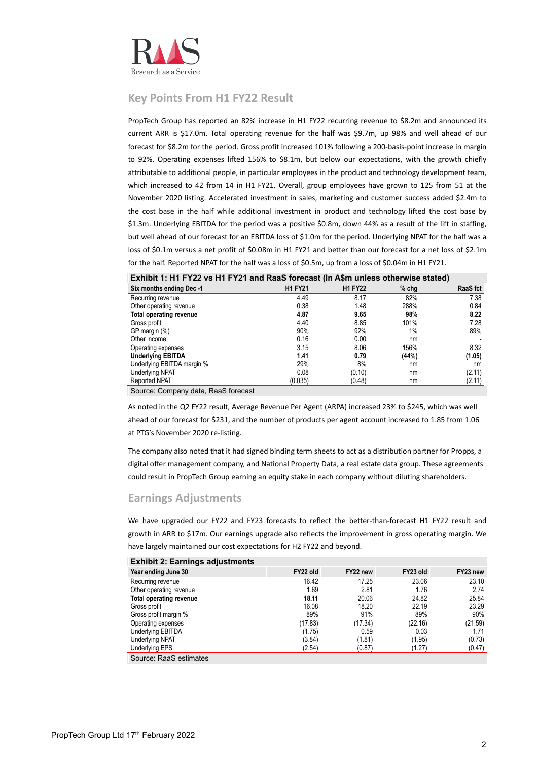## Key Points From H1 FY22 Result

PropTech Group has reported an 82% increase in H1 FY22 recurring revenue to $8.2m and announced its current ARR is $17.0m. Total operating revenue for the half was $9.7m, up 98% and well ahead of our forecast for $8.2m for the period. Gross profit increased 101% following a 200-basis-point increase in margin to 92%. Operating expenses lifted 156% to $8.1m, but below our expectations, with the growth chiefly attributable to additional people, in particular employees in the product and technology development team, which increased to 42 from 14 in H1 FY21. Overall, group employees have grown to 125 from 51 at the November 2020 listing. Accelerated investment in sales, marketing and customer success added $2.4m to the cost base in the half while additional investment in product and technology lifted the cost base by $1.3m. Underlying EBITDA for the period was a positive $0.8m, down 44% as a result of the lift in staffing, but well ahead of our forecast for an EBITDA loss of $1.0m for the period. Underlying NPAT for the half was a loss of $0.1m versus a net profit of $0.08m in H1 FY21 and better than our forecast for a net loss of $2.1m for the half. Reported NPAT for the half was a loss of $0.5m, up from a loss of $0.04m in H1 FY21.

**Exhibit 1: H1 FY22 vs H1 FY21 and RaaS forecast (In A$m unless otherwise stated)**

| Six months ending Dec -1 | H1 FY21 | H1 FY22 | % chg | RaaS fct |
|---|---|---|---|---|
| Recurring revenue | 4.49 | 8.17 | 82% | 7.38 |
| Other operating revenue | 0.38 | 1.48 | 288% | 0.84 |
| **Total operating revenue** | **4.87** | **9.65** | **98%** | **8.22** |
| Gross profit | 4.40 | 8.85 | 101% | 7.28 |
| GP margin (%) | 90% | 92% | 1% | 89% |
| Other income | 0.16 | 0.00 | nm | - |
| Operating expenses | 3.15 | 8.06 | 156% | 8.32 |
| **Underlying EBITDA** | **1.41** | **0.79** | **(44%)** | **(1.05)** |
| Underlying EBITDA margin % | 29% | 8% | nm | nm |
| Underlying NPAT | 0.08 | (0.10) | nm | (2.11) |
| Reported NPAT | (0.035) | (0.48) | nm | (2.11) |

Source: Company data, RaaS forecast

As noted in the Q2 FY22 result, Average Revenue Per Agent (ARPA) increased 23% to $245, which was well ahead of our forecast for $231, and the number of products per agent account increased to 1.85 from 1.06 at PTG's November 2020 re-listing.

The company also noted that it had signed binding term sheets to act as a distribution partner for Propps, a digital offer management company, and National Property Data, a real estate data group. These agreements could result in PropTech Group earning an equity stake in each company without diluting shareholders.

## Earnings Adjustments

We have upgraded our FY22 and FY23 forecasts to reflect the better-than-forecast H1 FY22 result and growth in ARR to $17m. Our earnings upgrade also reflects the improvement in gross operating margin. We have largely maintained our cost expectations for H2 FY22 and beyond.

**Exhibit 2: Earnings adjustments**

| Year ending June 30 | FY22 old | FY22 new | FY23 old | FY23 new |
|---|---|---|---|---|
| Recurring revenue | 16.42 | 17.25 | 23.06 | 23.10 |
| Other operating revenue | 1.69 | 2.81 | 1.76 | 2.74 |
| **Total operating revenue** | **18.11** | 20.06 | 24.82 | 25.84 |
| Gross profit | 16.08 | 18.20 | 22.19 | 23.29 |
| Gross profit margin % | 89% | 91% | 89% | 90% |
| Operating expenses | (17.83) | (17.34) | (22.16) | (21.59) |
| Underlying EBITDA | (1.75) | 0.59 | 0.03 | 1.71 |
| Underlying NPAT | (3.84) | (1.81) | (1.95) | (0.73) |
| Underlying EPS | (2.54) | (0.87) | (1.27) | (0.47) |

Source: RaaS estimates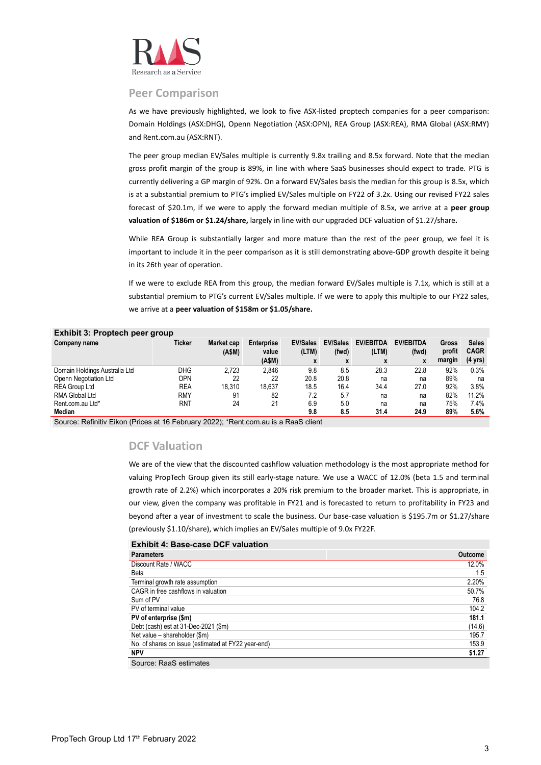## Peer Comparison

As we have previously highlighted, we look to five ASX-listed proptech companies for a peer comparison: Domain Holdings (ASX:DHG), Openn Negotiation (ASX:OPN), REA Group (ASX:REA), RMA Global (ASX:RMY) and Rent.com.au (ASX:RNT).

The peer group median EV/Sales multiple is currently 9.8x trailing and 8.5x forward. Note that the median gross profit margin of the group is 89%, in line with where SaaS businesses should expect to trade. PTG is currently delivering a GP margin of 92%. On a forward EV/Sales basis the median for this group is 8.5x, which is at a substantial premium to PTG's implied EV/Sales multiple on FY22 of 3.2x. Using our revised FY22 sales forecast of $20.1m, if we were to apply the forward median multiple of 8.5x, we arrive at a **peer group valuation of $186m or $1.24/share,** largely in line with our upgraded DCF valuation of $1.27/share**.**

While REA Group is substantially larger and more mature than the rest of the peer group, we feel it is important to include it in the peer comparison as it is still demonstrating above-GDP growth despite it being in its 26th year of operation.

If we were to exclude REA from this group, the median forward EV/Sales multiple is 7.1x, which is still at a substantial premium to PTG's current EV/Sales multiple. If we were to apply this multiple to our FY22 sales, we arrive at a **peer valuation of $158m or $1.05/share.**

**Exhibit 3: Proptech peer group**

| Company name | Ticker | Market cap (A$M) | Enterprise value (A$M) | EV/Sales (LTM) x | EV/Sales (fwd) x | EV/EBITDA (LTM) x | EV/EBITDA (fwd) x | Gross profit margin | Sales CAGR (4 yrs) |
|---|---|---|---|---|---|---|---|---|---|
| Domain Holdings Australia Ltd | DHG | 2,723 | 2,846 | 9.8 | 8.5 | 28.3 | 22.8 | 92% | 0.3% |
| Openn Negotiation Ltd | OPN | 22 | 22 | 20.8 | 20.8 | na | na | 89% | na |
| REA Group Ltd | REA | 18,310 | 18,637 | 18.5 | 16.4 | 34.4 | 27.0 | 92% | 3.8% |
| RMA Global Ltd | RMY | 91 | 82 | 7.2 | 5.7 | na | na | 82% | 11.2% |
| Rent.com.au Ltd* | RNT | 24 | 21 | 6.9 | 5.0 | na | na | 75% | 7.4% |
| **Median** | | | | **9.8** | **8.5** | **31.4** | **24.9** | **89%** | **5.6%** |

Source: Refinitiv Eikon (Prices at 16 February 2022); *Rent.com.au is a RaaS client

## DCF Valuation

We are of the view that the discounted cashflow valuation methodology is the most appropriate method for valuing PropTech Group given its still early-stage nature. We use a WACC of 12.0% (beta 1.5 and terminal growth rate of 2.2%) which incorporates a 20% risk premium to the broader market. This is appropriate, in our view, given the company was profitable in FY21 and is forecasted to return to profitability in FY23 and beyond after a year of investment to scale the business. Our base-case valuation is $195.7m or $1.27/share (previously $1.10/share), which implies an EV/Sales multiple of 9.0x FY22F.

**Exhibit 4: Base-case DCF valuation**

| Parameters | Outcome |
|---|---|
| Discount Rate / WACC | 12.0% |
| Beta | 1.5 |
| Terminal growth rate assumption | 2.20% |
| CAGR in free cashflows in valuation | 50.7% |
| Sum of PV | 76.8 |
| PV of terminal value | 104.2 |
| **PV of enterprise ($m)** | **181.1** |
| Debt (cash) est at 31-Dec-2021 ($m) | (14.6) |
| Net value – shareholder ($m) | 195.7 |
| No. of shares on issue (estimated at FY22 year-end) | 153.9 |
| **NPV** | **$1.27** |

Source: RaaS estimates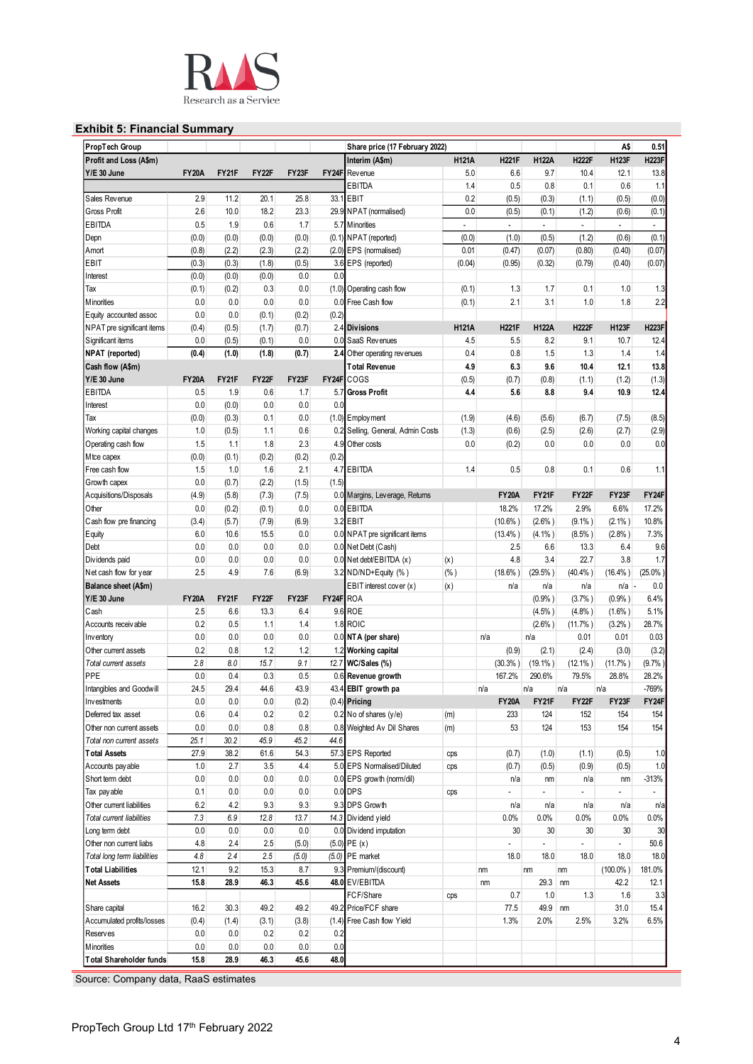## Exhibit 5: Financial Summary

| PropTech Group | | | | | | Share price (17 February 2022) | | | | | | A$ | 0.51 |
|---|---|---|---|---|---|---|---|---|---|---|---|---|---|
| **Profit and Loss (A$m)** | | | | | | **Interim (A$m)** | H121A | H221F | H122A | H222F | H123F | H223F | |
| **Y/E 30 June** | **FY20A** | **FY21F** | **FY22F** | **FY23F** | **FY24F** | Revenue | 5.0 | 6.6 | 9.7 | 10.4 | 12.1 | 13.8 | |
| | | | | | | EBITDA | 1.4 | 0.5 | 0.8 | 0.1 | 0.6 | 1.1 | |
| Sales Revenue | 2.9 | 11.2 | 20.1 | 25.8 | 33.1 | EBIT | 0.2 | (0.5) | (0.3) | (1.1) | (0.5) | (0.0) | |
| Gross Profit | 2.6 | 10.0 | 18.2 | 23.3 | 29.9 | NPAT (normalised) | 0.0 | (0.5) | (0.1) | (1.2) | (0.6) | (0.1) | |
| EBITDA | 0.5 | 1.9 | 0.6 | 1.7 | 5.7 | Minorities | - | - | - | - | - | - | |
| Depn | (0.0) | (0.0) | (0.0) | (0.0) | (0.1) | NPAT (reported) | (0.0) | (1.0) | (0.5) | (1.2) | (0.6) | (0.1) | |
| Amort | (0.8) | (2.2) | (2.3) | (2.2) | (2.0) | EPS (normalised) | 0.01 | (0.47) | (0.07) | (0.80) | (0.40) | (0.07) | |
| EBIT | (0.3) | (0.3) | (1.8) | (0.5) | 3.6 | EPS (reported) | (0.04) | (0.95) | (0.32) | (0.79) | (0.40) | (0.07) | |
| Interest | (0.0) | (0.0) | (0.0) | 0.0 | 0.0 | | | | | | | | |
| Tax | (0.1) | (0.2) | 0.3 | 0.0 | (1.0) | Operating cash flow | (0.1) | 1.3 | 1.7 | 0.1 | 1.0 | 1.3 | |
| Minorities | 0.0 | 0.0 | 0.0 | 0.0 | 0.0 | Free Cash flow | (0.1) | 2.1 | 3.1 | 1.0 | 1.8 | 2.2 | |
| Equity accounted assoc | 0.0 | 0.0 | (0.1) | (0.2) | (0.2) | | | | | | | | |
| NPAT pre significant items | (0.4) | (0.5) | (1.7) | (0.7) | 2.4 | **Divisions** | **H121A** | **H221F** | **H122A** | **H222F** | **H123F** | **H223F** | |
| Significant items | 0.0 | (0.5) | (0.1) | 0.0 | 0.0 | SaaS Revenues | 4.5 | 5.5 | 8.2 | 9.1 | 10.7 | 12.4 | |
| **NPAT (reported)** | **(0.4)** | **(1.0)** | **(1.8)** | **(0.7)** | **2.4** | Other operating revenues | 0.4 | 0.8 | 1.5 | 1.3 | 1.4 | 1.4 | |
| **Cash flow (A$m)** | | | | | | **Total Revenue** | **4.9** | **6.3** | **9.6** | **10.4** | **12.1** | **13.8** | |
| **Y/E 30 June** | **FY20A** | **FY21F** | **FY22F** | **FY23F** | **FY24F** | COGS | (0.5) | (0.7) | (0.8) | (1.1) | (1.2) | (1.3) | |
| EBITDA | 0.5 | 1.9 | 0.6 | 1.7 | 5.7 | **Gross Profit** | **4.4** | **5.6** | **8.8** | **9.4** | **10.9** | **12.4** | |
| Interest | 0.0 | (0.0) | 0.0 | 0.0 | 0.0 | | | | | | | | |
| Tax | (0.0) | (0.3) | 0.1 | 0.0 | (1.0) | Employment | (1.9) | (4.6) | (5.6) | (6.7) | (7.5) | (8.5) | |
| Working capital changes | 1.0 | (0.5) | 1.1 | 0.6 | 0.2 | Selling, General, Admin Costs | (1.3) | (0.6) | (2.5) | (2.6) | (2.7) | (2.9) | |
| Operating cash flow | 1.5 | 1.1 | 1.8 | 2.3 | 4.9 | Other costs | 0.0 | (0.2) | 0.0 | 0.0 | 0.0 | 0.0 | |
| Mtce capex | (0.0) | (0.1) | (0.2) | (0.2) | (0.2) | | | | | | | | |
| Free cash flow | 1.5 | 1.0 | 1.6 | 2.1 | 4.7 | EBITDA | 1.4 | 0.5 | 0.8 | 0.1 | 0.6 | 1.1 | |
| Growth capex | 0.0 | (0.7) | (2.2) | (1.5) | (1.5) | | | | | | | | |
| Acquisitions/Disposals | (4.9) | (5.8) | (7.3) | (7.5) | 0.0 | Margins, Leverage, Returns | | FY20A | FY21F | FY22F | FY23F | FY24F | |
| Other | 0.0 | (0.2) | (0.1) | 0.0 | 0.0 | EBITDA | | 18.2% | 17.2% | 2.9% | 6.6% | 17.2% | |
| Cash flow pre financing | (3.4) | (5.7) | (7.9) | (6.9) | 3.2 | EBIT | | (10.6%) | (2.6%) | (9.1%) | (2.1%) | 10.8% | |
| Equity | 6.0 | 10.6 | 15.5 | 0.0 | 0.0 | NPAT pre significant items | | (13.4%) | (4.1%) | (8.5%) | (2.8%) | 7.3% | |
| Debt | 0.0 | 0.0 | 0.0 | 0.0 | 0.0 | Net Debt (Cash) | | 2.5 | 6.6 | 13.3 | 6.4 | 9.6 | |
| Dividends paid | 0.0 | 0.0 | 0.0 | 0.0 | 0.0 | Net debt/EBITDA (x) | (x) | 4.8 | 3.4 | 22.7 | 3.8 | 1.7 | |
| Net cash flow for year | 2.5 | 4.9 | 7.6 | (6.9) | 3.2 | ND/ND+Equity (%) | (%) | (18.6%) | (29.5%) | (40.4%) | (16.4%) | (25.0%) | |
| **Balance sheet (A$m)** | | | | | | EBIT interest cover (x) | (x) | n/a | n/a | n/a | n/a - | 0.0 | |
| **Y/E 30 June** | **FY20A** | **FY21F** | **FY22F** | **FY23F** | **FY24F** | ROA | | | (0.9%) | (3.7%) | (0.9%) | 6.4% | |
| Cash | 2.5 | 6.6 | 13.3 | 6.4 | 9.6 | ROE | | | (4.5%) | (4.8%) | (1.6%) | 5.1% | |
| Accounts receivable | 0.2 | 0.5 | 1.1 | 1.4 | 1.8 | ROIC | | | (2.6%) | (11.7%) | (3.2%) | 28.7% | |
| Inventory | 0.0 | 0.0 | 0.0 | 0.0 | 0.0 | **NTA (per share)** | | n/a | n/a | 0.01 | 0.01 | 0.03 | |
| Other current assets | 0.2 | 0.8 | 1.2 | 1.2 | 1.2 | **Working capital** | | (0.9) | (2.1) | (2.4) | (3.0) | (3.2) | |
| *Total current assets* | *2.8* | *8.0* | *15.7* | *9.1* | *12.7* | **WC/Sales (%)** | | (30.3%) | (19.1%) | (12.1%) | (11.7%) | (9.7%) | |
| PPE | 0.0 | 0.4 | 0.3 | 0.5 | 0.6 | **Revenue growth** | | 167.2% | 290.6% | 79.5% | 28.8% | 28.2% | |
| Intangibles and Goodwill | 24.5 | 29.4 | 44.6 | 43.9 | 43.4 | **EBIT growth pa** | | n/a | n/a | n/a | n/a | -769% | |
| Investments | 0.0 | 0.0 | 0.0 | (0.2) | (0.4) | **Pricing** | | **FY20A** | **FY21F** | **FY22F** | **FY23F** | **FY24F** | |
| Deferred tax asset | 0.6 | 0.4 | 0.2 | 0.2 | 0.2 | No of shares (y/e) | (m) | 233 | 124 | 152 | 154 | 154 | |
| Other non current assets | 0.0 | 0.0 | 0.8 | 0.8 | 0.8 | Weighted Av Dil Shares | (m) | 53 | 124 | 153 | 154 | 154 | |
| *Total non current assets* | *25.1* | *30.2* | *45.9* | *45.2* | *44.6* | | | | | | | | |
| **Total Assets** | 27.9 | 38.2 | 61.6 | 54.3 | 57.3 | EPS Reported | cps | (0.7) | (1.0) | (1.1) | (0.5) | 1.0 | |
| Accounts payable | 1.0 | 2.7 | 3.5 | 4.4 | 5.0 | EPS Normalised/Diluted | cps | (0.7) | (0.5) | (0.9) | (0.5) | 1.0 | |
| Short term debt | 0.0 | 0.0 | 0.0 | 0.0 | 0.0 | EPS growth (norm/dil) | | n/a | nm | n/a | nm | -313% | |
| Tax payable | 0.1 | 0.0 | 0.0 | 0.0 | 0.0 | DPS | cps | - | - | - | - | - | |
| Other current liabilities | 6.2 | 4.2 | 9.3 | 9.3 | 9.3 | DPS Growth | | n/a | n/a | n/a | n/a | n/a | |
| *Total current liabilities* | *7.3* | *6.9* | *12.8* | *13.7* | *14.3* | Dividend yield | | 0.0% | 0.0% | 0.0% | 0.0% | 0.0% | |
| Long term debt | 0.0 | 0.0 | 0.0 | 0.0 | 0.0 | Dividend imputation | | 30 | 30 | 30 | 30 | 30 | |
| Other non current liabs | 4.8 | 2.4 | 2.5 | (5.0) | (5.0) | PE (x) | | - | - | - | - | 50.6 | |
| *Total long term liabilities* | *4.8* | *2.4* | *2.5* | *(5.0)* | *(5.0)* | PE market | | 18.0 | 18.0 | 18.0 | 18.0 | 18.0 | |
| **Total Liabilities** | 12.1 | 9.2 | 15.3 | 8.7 | 9.3 | Premium/(discount) | | nm | nm | nm | (100.0%) | 181.0% | |
| **Net Assets** | **15.8** | **28.9** | **46.3** | **45.6** | **48.0** | EV/EBITDA | | nm | 29.3 | nm | 42.2 | 12.1 | |
| | | | | | | FCF/Share | cps | 0.7 | 1.0 | 1.3 | 1.6 | 3.3 | |
| Share capital | 16.2 | 30.3 | 49.2 | 49.2 | 49.2 | Price/FCF share | | 77.5 | 49.9 | nm | 31.0 | 15.4 | |
| Accumulated profits/losses | (0.4) | (1.4) | (3.1) | (3.8) | (1.4) | Free Cash flow Yield | | 1.3% | 2.0% | 2.5% | 3.2% | 6.5% | |
| Reserves | 0.0 | 0.0 | 0.2 | 0.2 | 0.2 | | | | | | | | |
| Minorities | 0.0 | 0.0 | 0.0 | 0.0 | 0.0 | | | | | | | | |
| **Total Shareholder funds** | **15.8** | **28.9** | **46.3** | **45.6** | **48.0** | | | | | | | | |

Source: Company data, RaaS estimates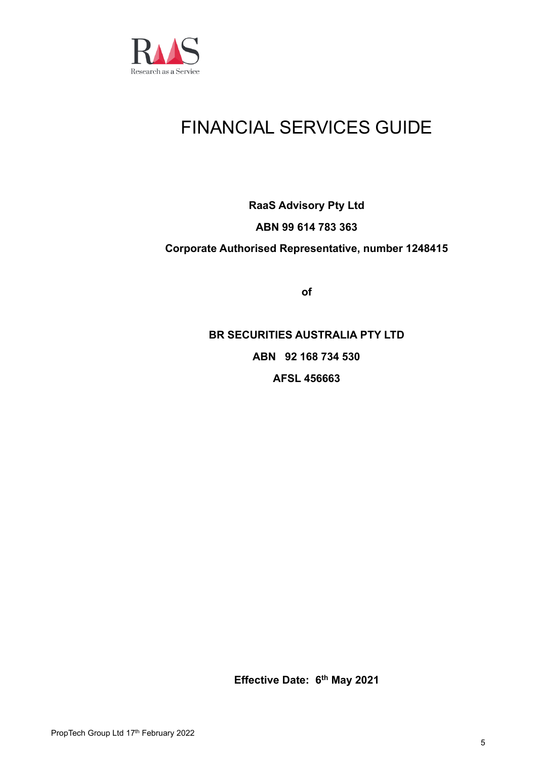# FINANCIAL SERVICES GUIDE

**RaaS Advisory Pty Ltd**

**ABN 99 614 783 363**

**Corporate Authorised Representative, number 1248415**

**of**

**BR SECURITIES AUSTRALIA PTY LTD**

**ABN 92 168 734 530**

**AFSL 456663**

**Effective Date: 6th May 2021**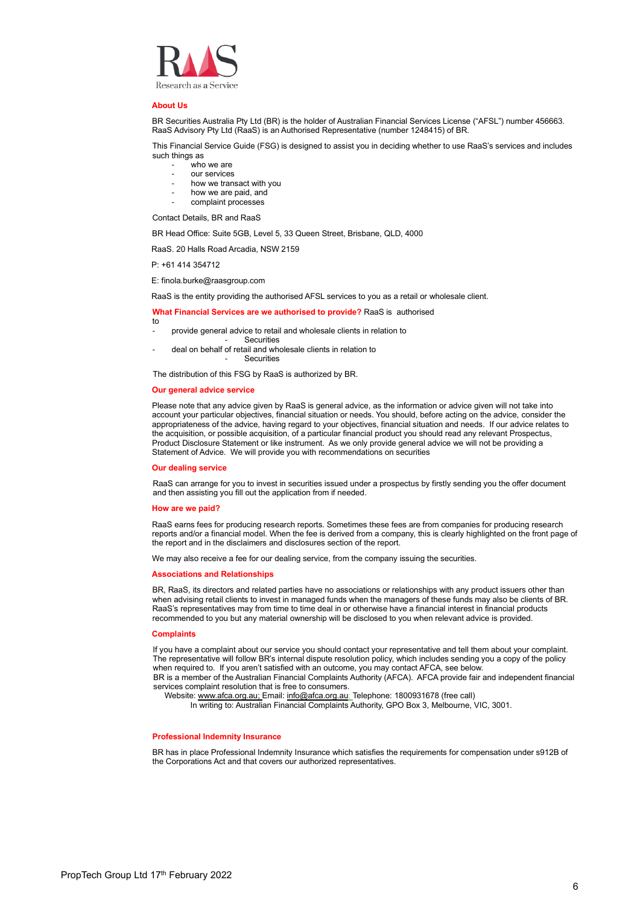RAAS

Research as a Service

## About Us

BR Securities Australia Pty Ltd (BR) is the holder of Australian Financial Services License ("AFSL") number 456663. RaaS Advisory Pty Ltd (RaaS) is an Authorised Representative (number 1248415) of BR.

This Financial Service Guide (FSG) is designed to assist you in deciding whether to use RaaS's services and includes such things as

- who we are
- our services
- how we transact with you
- how we are paid, and
- complaint processes

Contact Details, BR and RaaS

BR Head Office: Suite 5GB, Level 5, 33 Queen Street, Brisbane, QLD, 4000

RaaS. 20 Halls Road Arcadia, NSW 2159

P: +61 414 354712

E: finola.burke@raasgroup.com

RaaS is the entity providing the authorised AFSL services to you as a retail or wholesale client.

**What Financial Services are we authorised to provide?** RaaS is authorised to

- provide general advice to retail and wholesale clients in relation to
  - Securities
- deal on behalf of retail and wholesale clients in relation to
  - Securities

The distribution of this FSG by RaaS is authorized by BR.

## Our general advice service

Please note that any advice given by RaaS is general advice, as the information or advice given will not take into account your particular objectives, financial situation or needs. You should, before acting on the advice, consider the appropriateness of the advice, having regard to your objectives, financial situation and needs. If our advice relates to the acquisition, or possible acquisition, of a particular financial product you should read any relevant Prospectus, Product Disclosure Statement or like instrument. As we only provide general advice we will not be providing a Statement of Advice. We will provide you with recommendations on securities

## Our dealing service

RaaS can arrange for you to invest in securities issued under a prospectus by firstly sending you the offer document and then assisting you fill out the application from if needed.

## How are we paid?

RaaS earns fees for producing research reports. Sometimes these fees are from companies for producing research reports and/or a financial model. When the fee is derived from a company, this is clearly highlighted on the front page of the report and in the disclaimers and disclosures section of the report.

We may also receive a fee for our dealing service, from the company issuing the securities.

## Associations and Relationships

BR, RaaS, its directors and related parties have no associations or relationships with any product issuers other than when advising retail clients to invest in managed funds when the managers of these funds may also be clients of BR. RaaS's representatives may from time to time deal in or otherwise have a financial interest in financial products recommended to you but any material ownership will be disclosed to you when relevant advice is provided.

## Complaints

If you have a complaint about our service you should contact your representative and tell them about your complaint. The representative will follow BR's internal dispute resolution policy, which includes sending you a copy of the policy when required to. If you aren't satisfied with an outcome, you may contact AFCA, see below.
BR is a member of the Australian Financial Complaints Authority (AFCA). AFCA provide fair and independent financial services complaint resolution that is free to consumers.
Website: www.afca.org.au; Email: info@afca.org.au; Telephone: 1800931678 (free call)
In writing to: Australian Financial Complaints Authority, GPO Box 3, Melbourne, VIC, 3001.

## Professional Indemnity Insurance

BR has in place Professional Indemnity Insurance which satisfies the requirements for compensation under s912B of the Corporations Act and that covers our authorized representatives.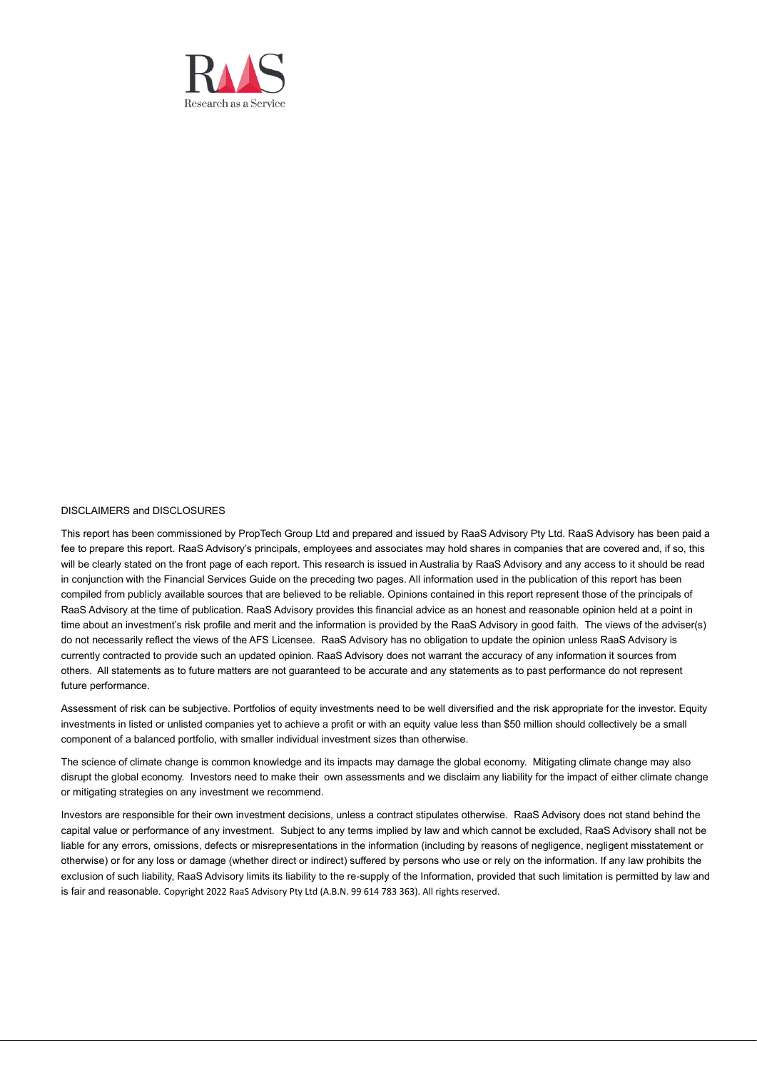RaaS
Research as a Service

DISCLAIMERS and DISCLOSURES

This report has been commissioned by PropTech Group Ltd and prepared and issued by RaaS Advisory Pty Ltd. RaaS Advisory has been paid a fee to prepare this report. RaaS Advisory's principals, employees and associates may hold shares in companies that are covered and, if so, this will be clearly stated on the front page of each report. This research is issued in Australia by RaaS Advisory and any access to it should be read in conjunction with the Financial Services Guide on the preceding two pages. All information used in the publication of this report has been compiled from publicly available sources that are believed to be reliable. Opinions contained in this report represent those of the principals of RaaS Advisory at the time of publication. RaaS Advisory provides this financial advice as an honest and reasonable opinion held at a point in time about an investment's risk profile and merit and the information is provided by the RaaS Advisory in good faith. The views of the adviser(s) do not necessarily reflect the views of the AFS Licensee. RaaS Advisory has no obligation to update the opinion unless RaaS Advisory is currently contracted to provide such an updated opinion. RaaS Advisory does not warrant the accuracy of any information it sources from others. All statements as to future matters are not guaranteed to be accurate and any statements as to past performance do not represent future performance.

Assessment of risk can be subjective. Portfolios of equity investments need to be well diversified and the risk appropriate for the investor. Equity investments in listed or unlisted companies yet to achieve a profit or with an equity value less than $50 million should collectively be a small component of a balanced portfolio, with smaller individual investment sizes than otherwise.

The science of climate change is common knowledge and its impacts may damage the global economy. Mitigating climate change may also disrupt the global economy. Investors need to make their own assessments and we disclaim any liability for the impact of either climate change or mitigating strategies on any investment we recommend.

Investors are responsible for their own investment decisions, unless a contract stipulates otherwise. RaaS Advisory does not stand behind the capital value or performance of any investment. Subject to any terms implied by law and which cannot be excluded, RaaS Advisory shall not be liable for any errors, omissions, defects or misrepresentations in the information (including by reasons of negligence, negligent misstatement or otherwise) or for any loss or damage (whether direct or indirect) suffered by persons who use or rely on the information. If any law prohibits the exclusion of such liability, RaaS Advisory limits its liability to the re-supply of the Information, provided that such limitation is permitted by law and is fair and reasonable. Copyright 2022 RaaS Advisory Pty Ltd (A.B.N. 99 614 783 363). All rights reserved.